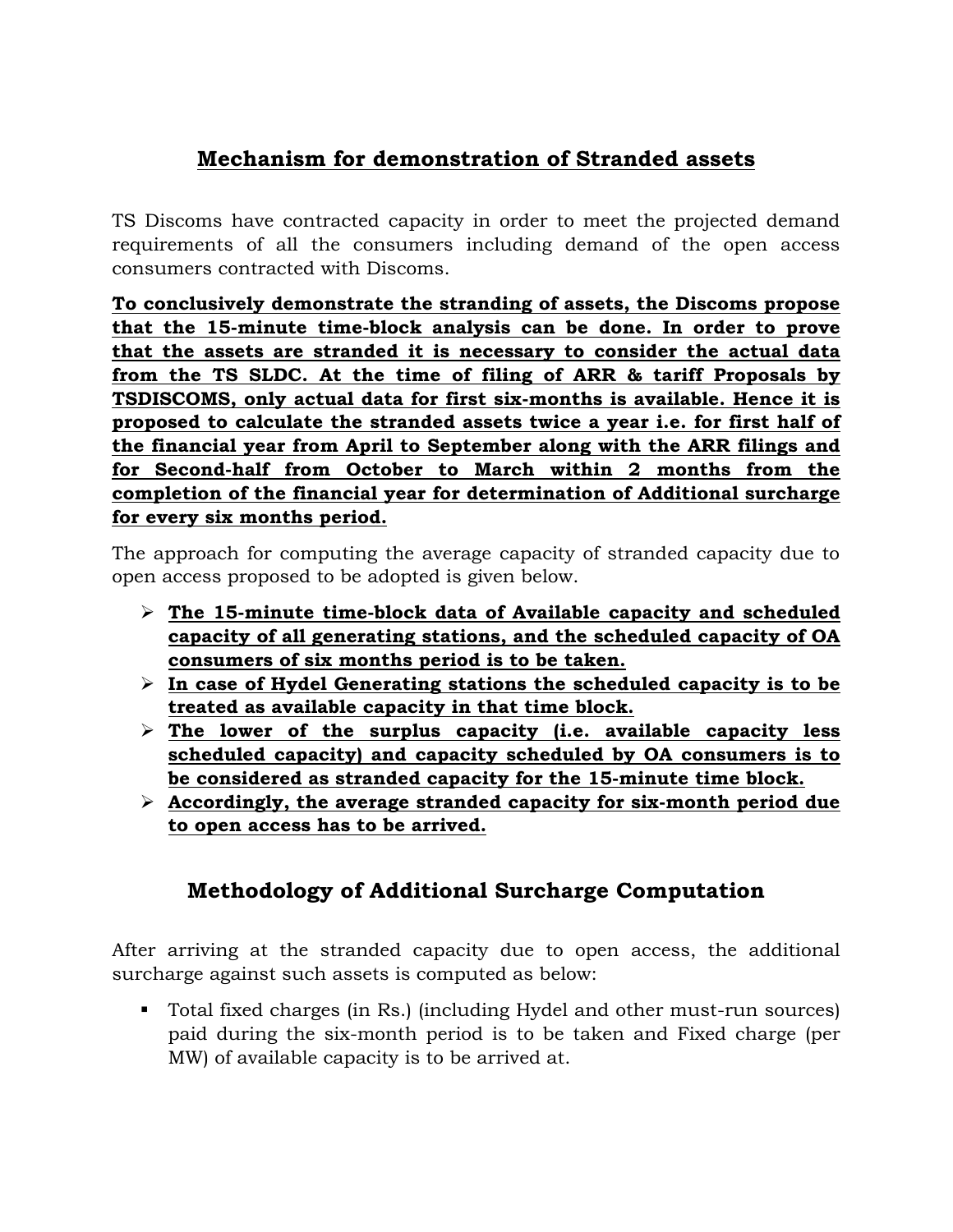## Mechanism for demonstration of Stranded assets

TS Discoms have contracted capacity in order to meet the projected demand requirements of all the consumers including demand of the open access consumers contracted with Discoms.

**To conclusively demonstrate the stranding of assets, the Discoms propose that the 15-minute time-block analysis can be done. In order to prove that the assets are stranded it is necessary to consider the actual data from the TS SLDC. At the time of filing of ARR & tariff Proposals by TSDISCOMS, only actual data for first six-months is available. Hence it is proposed to calculate the stranded assets twice a year i.e. for first half of the financial year from April to September along with the ARR filings and for Second-half from October to March within 2 months from the completion of the financial year for determination of Additional surcharge for every six months period.**

The approach for computing the average capacity of stranded capacity due to open access proposed to be adopted is given below.

- **The 15-minute time-block data of Available capacity and scheduled capacity of all generating stations, and the scheduled capacity of OA consumers of six months period is to be taken.**
- **In case of Hydel Generating stations the scheduled capacity is to be treated as available capacity in that time block.**
- **The lower of the surplus capacity (i.e. available capacity less scheduled capacity) and capacity scheduled by OA consumers is to be considered as stranded capacity for the 15-minute time block.**
- **Accordingly, the average stranded capacity for six-month period due to open access has to be arrived.**

## Methodology of Additional Surcharge Computation

After arriving at the stranded capacity due to open access, the additional surcharge against such assets is computed as below:

- Total fixed charges (in Rs.) (including Hydel and other must-run sources) paid during the six-month period is to be taken and Fixed charge (per MW) of available capacity is to be arrived at.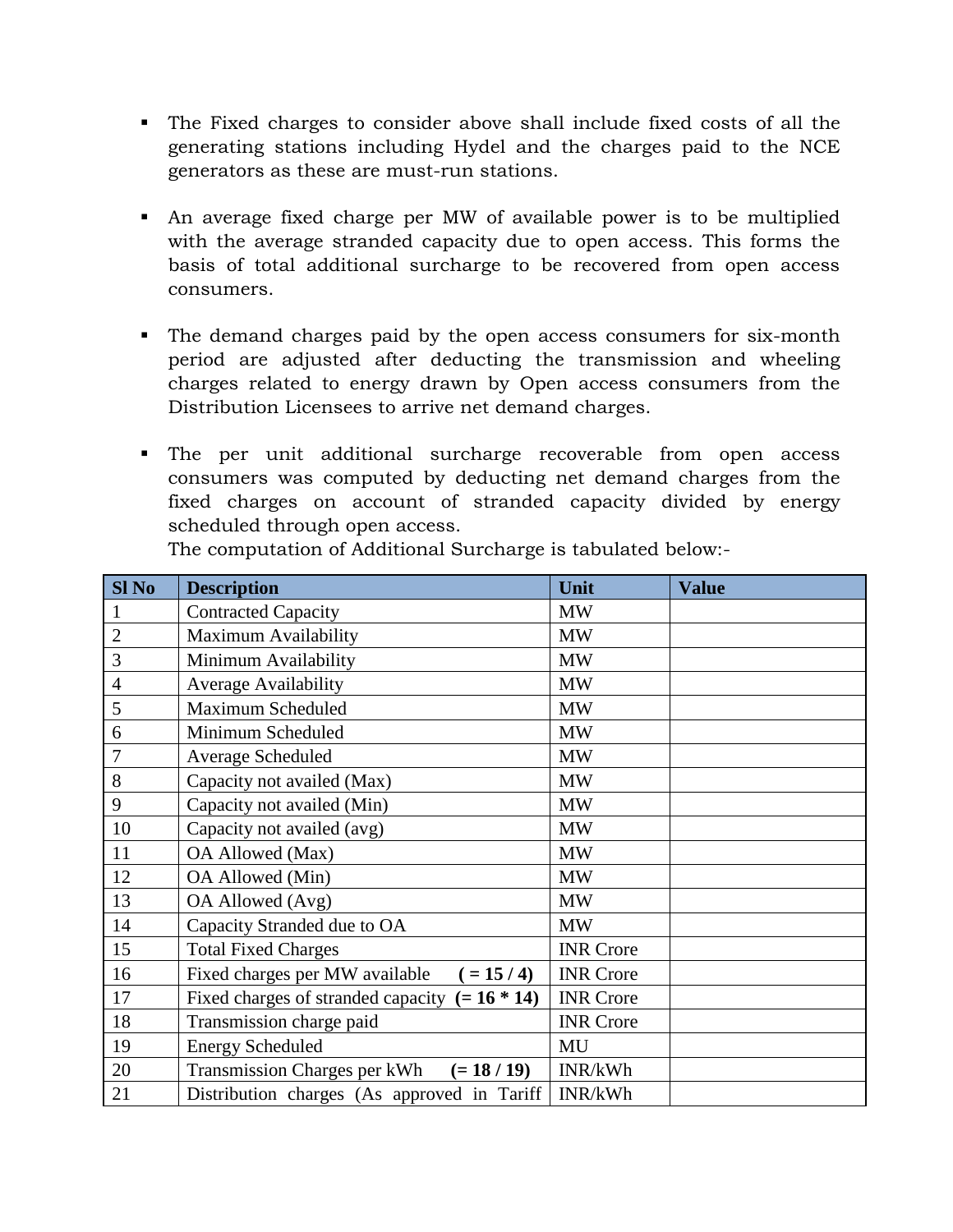- The Fixed charges to consider above shall include fixed costs of all the generating stations including Hydel and the charges paid to the NCE generators as these are must-run stations.

- An average fixed charge per MW of available power is to be multiplied with the average stranded capacity due to open access. This forms the basis of total additional surcharge to be recovered from open access consumers.

- The demand charges paid by the open access consumers for six-month period are adjusted after deducting the transmission and wheeling charges related to energy drawn by Open access consumers from the Distribution Licensees to arrive net demand charges.

- The per unit additional surcharge recoverable from open access consumers was computed by deducting net demand charges from the fixed charges on account of stranded capacity divided by energy scheduled through open access.

  The computation of Additional Surcharge is tabulated below:-

| Sl No | Description | Unit | Value |
|---|---|---|---|
| 1 | Contracted Capacity | MW | |
| 2 | Maximum Availability | MW | |
| 3 | Minimum Availability | MW | |
| 4 | Average Availability | MW | |
| 5 | Maximum Scheduled | MW | |
| 6 | Minimum Scheduled | MW | |
| 7 | Average Scheduled | MW | |
| 8 | Capacity not availed (Max) | MW | |
| 9 | Capacity not availed (Min) | MW | |
| 10 | Capacity not availed (avg) | MW | |
| 11 | OA Allowed (Max) | MW | |
| 12 | OA Allowed (Min) | MW | |
| 13 | OA Allowed (Avg) | MW | |
| 14 | Capacity Stranded due to OA | MW | |
| 15 | Total Fixed Charges | INR Crore | |
| 16 | Fixed charges per MW available **( = 15 / 4)** | INR Crore | |
| 17 | Fixed charges of stranded capacity **(= 16 * 14)** | INR Crore | |
| 18 | Transmission charge paid | INR Crore | |
| 19 | Energy Scheduled | MU | |
| 20 | Transmission Charges per kWh **(= 18 / 19)** | INR/kWh | |
| 21 | Distribution charges (As approved in Tariff | INR/kWh | |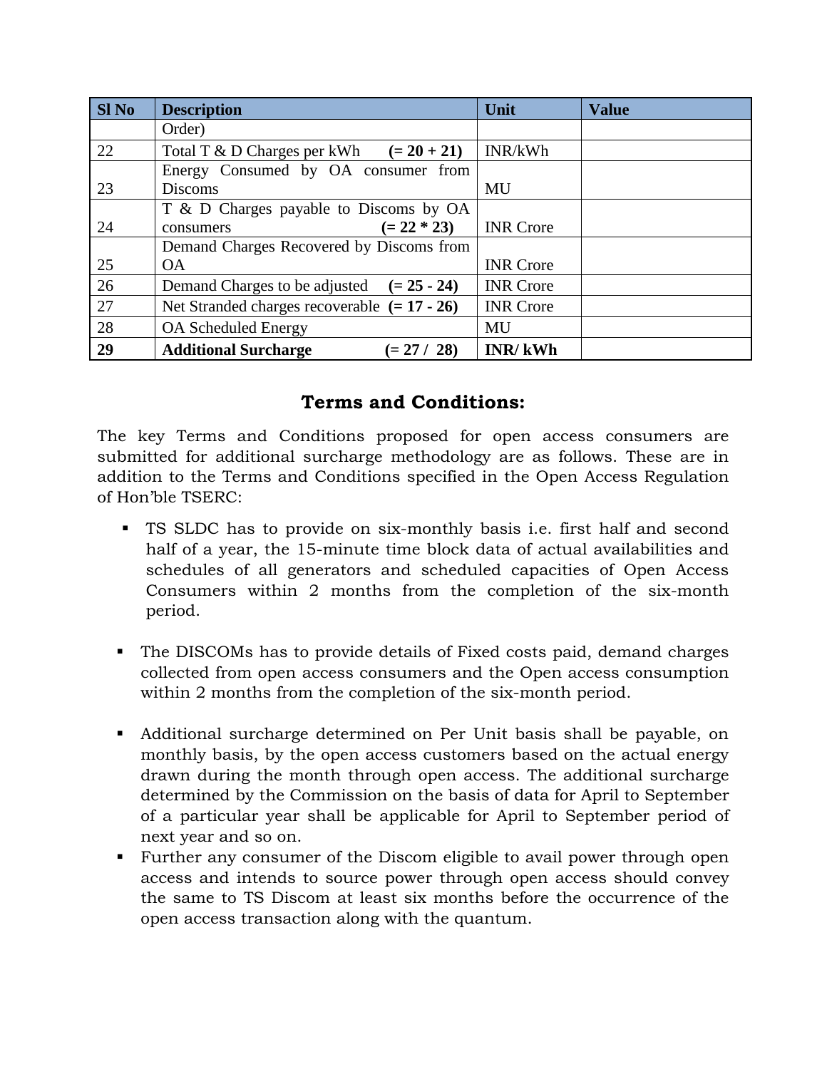| Sl No | Description | Unit | Value |
|---|---|---|---|
| | Order) | | |
| 22 | Total T & D Charges per kWh **(= 20 + 21)** | INR/kWh | |
| 23 | Energy Consumed by OA consumer from Discoms | MU | |
| 24 | T & D Charges payable to Discoms by OA consumers **(= 22 * 23)** | INR Crore | |
| 25 | Demand Charges Recovered by Discoms from OA | INR Crore | |
| 26 | Demand Charges to be adjusted **(= 25 - 24)** | INR Crore | |
| 27 | Net Stranded charges recoverable **(= 17 - 26)** | INR Crore | |
| 28 | OA Scheduled Energy | MU | |
| **29** | **Additional Surcharge (= 27 / 28)** | **INR/ kWh** | |

## Terms and Conditions:

The key Terms and Conditions proposed for open access consumers are submitted for additional surcharge methodology are as follows. These are in addition to the Terms and Conditions specified in the Open Access Regulation of Hon'ble TSERC:

- TS SLDC has to provide on six-monthly basis i.e. first half and second half of a year, the 15-minute time block data of actual availabilities and schedules of all generators and scheduled capacities of Open Access Consumers within 2 months from the completion of the six-month period.

- The DISCOMs has to provide details of Fixed costs paid, demand charges collected from open access consumers and the Open access consumption within 2 months from the completion of the six-month period.

- Additional surcharge determined on Per Unit basis shall be payable, on monthly basis, by the open access customers based on the actual energy drawn during the month through open access. The additional surcharge determined by the Commission on the basis of data for April to September of a particular year shall be applicable for April to September period of next year and so on.
- Further any consumer of the Discom eligible to avail power through open access and intends to source power through open access should convey the same to TS Discom at least six months before the occurrence of the open access transaction along with the quantum.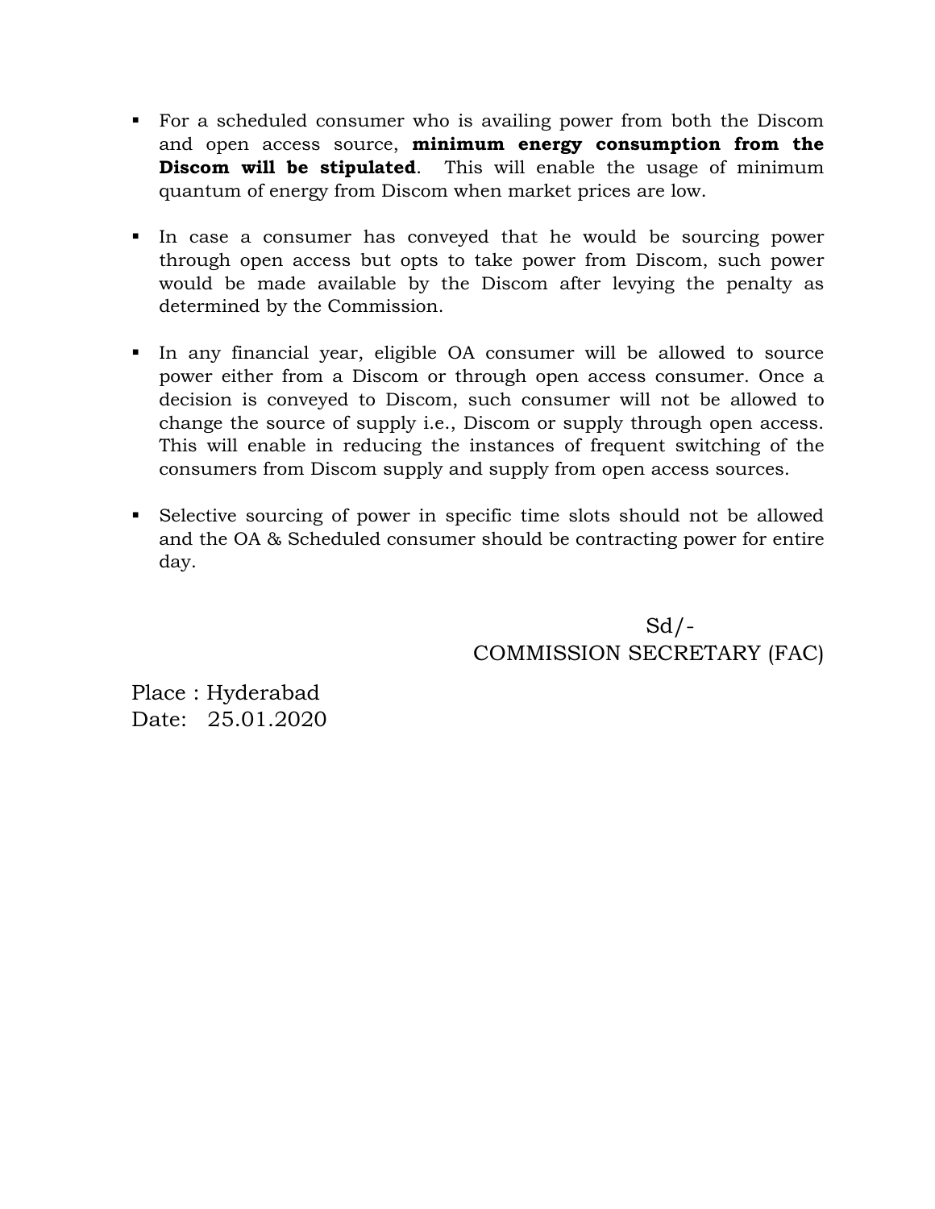- For a scheduled consumer who is availing power from both the Discom and open access source, **minimum energy consumption from the Discom will be stipulated**. This will enable the usage of minimum quantum of energy from Discom when market prices are low.

- In case a consumer has conveyed that he would be sourcing power through open access but opts to take power from Discom, such power would be made available by the Discom after levying the penalty as determined by the Commission.

- In any financial year, eligible OA consumer will be allowed to source power either from a Discom or through open access consumer. Once a decision is conveyed to Discom, such consumer will not be allowed to change the source of supply i.e., Discom or supply through open access. This will enable in reducing the instances of frequent switching of the consumers from Discom supply and supply from open access sources.

- Selective sourcing of power in specific time slots should not be allowed and the OA & Scheduled consumer should be contracting power for entire day.

Sd/-
COMMISSION SECRETARY (FAC)

Place : Hyderabad
Date: 25.01.2020